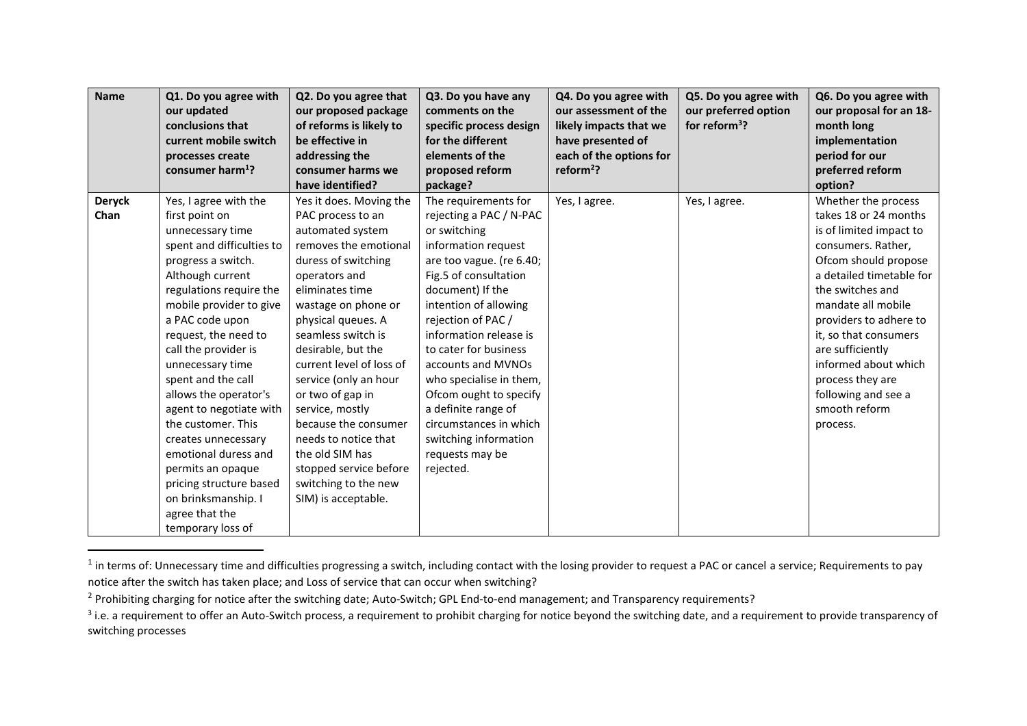| Name | Q1. Do you agree with our updated conclusions that current mobile switch processes create consumer harm[1]? | Q2. Do you agree that our proposed package of reforms is likely to be effective in addressing the consumer harms we have identified? | Q3. Do you have any comments on the specific process design for the different elements of the proposed reform package? | Q4. Do you agree with our assessment of the likely impacts that we have presented of each of the options for reform[2]? | Q5. Do you agree with our preferred option for reform[3]? | Q6. Do you agree with our proposal for an 18-month long implementation period for our preferred reform option? |
|---|---|---|---|---|---|---|
| **Deryck Chan** | Yes, I agree with the first point on unnecessary time spent and difficulties to progress a switch. Although current regulations require the mobile provider to give a PAC code upon request, the need to call the provider is unnecessary time spent and the call allows the operator's agent to negotiate with the customer. This creates unnecessary emotional duress and permits an opaque pricing structure based on brinksmanship. I agree that the temporary loss of | Yes it does. Moving the PAC process to an automated system removes the emotional duress of switching operators and eliminates time wastage on phone or physical queues. A seamless switch is desirable, but the current level of loss of service (only an hour or two of gap in service, mostly because the consumer needs to notice that the old SIM has stopped service before switching to the new SIM) is acceptable. | The requirements for rejecting a PAC / N-PAC or switching information request are too vague. (re 6.40; Fig.5 of consultation document) If the intention of allowing rejection of PAC / information release is to cater for business accounts and MVNOs who specialise in them, Ofcom ought to specify a definite range of circumstances in which switching information requests may be rejected. | Yes, I agree. | Yes, I agree. | Whether the process takes 18 or 24 months is of limited impact to consumers. Rather, Ofcom should propose a detailed timetable for the switches and mandate all mobile providers to adhere to it, so that consumers are sufficiently informed about which process they are following and see a smooth reform process. |

[1] in terms of: Unnecessary time and difficulties progressing a switch, including contact with the losing provider to request a PAC or cancel a service; Requirements to pay notice after the switch has taken place; and Loss of service that can occur when switching?

[2] Prohibiting charging for notice after the switching date; Auto-Switch; GPL End-to-end management; and Transparency requirements?

[3] i.e. a requirement to offer an Auto-Switch process, a requirement to prohibit charging for notice beyond the switching date, and a requirement to provide transparency of switching processes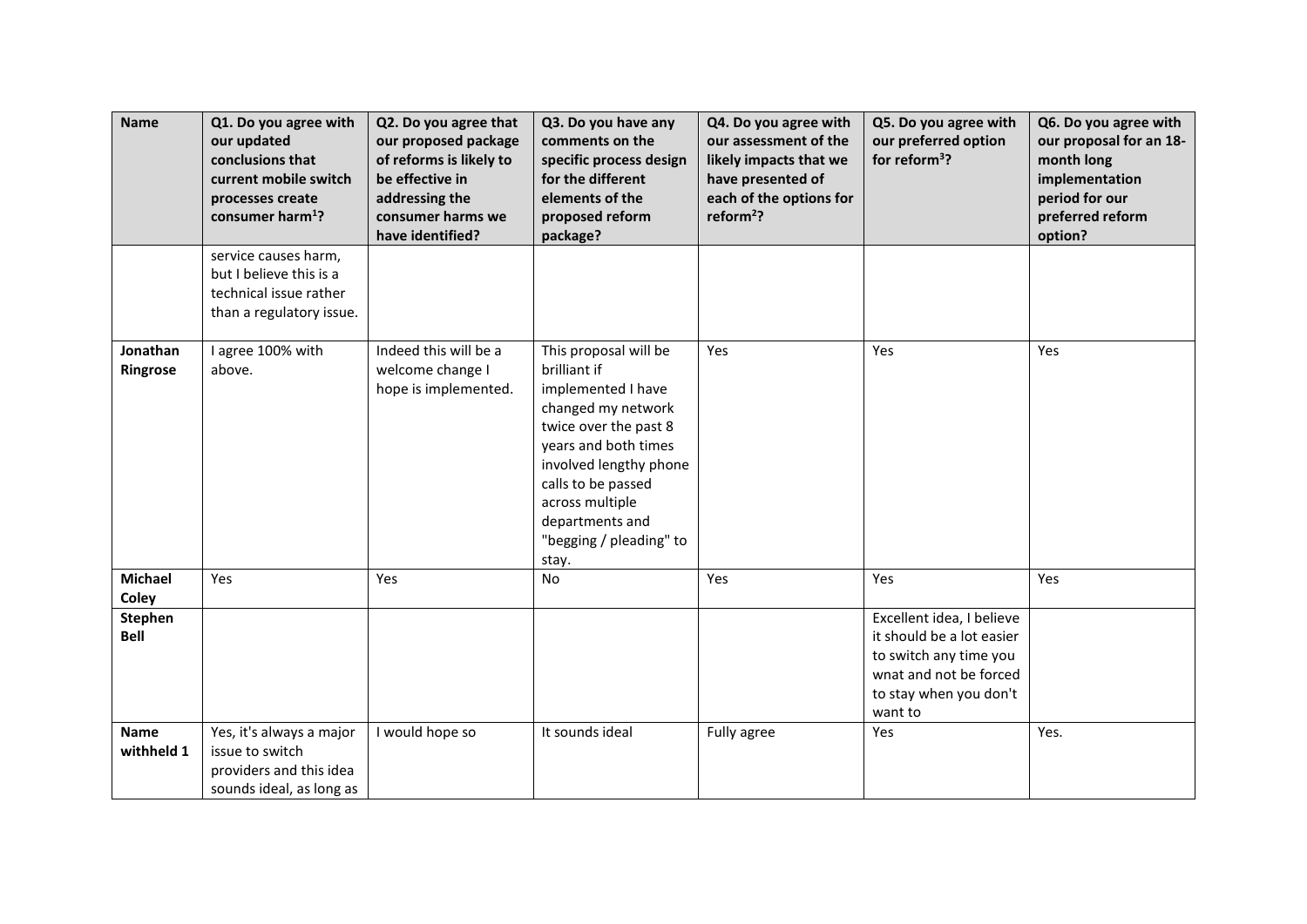| Name | Q1. Do you agree with our updated conclusions that current mobile switch processes create consumer harm[1]? | Q2. Do you agree that our proposed package of reforms is likely to be effective in addressing the consumer harms we have identified? | Q3. Do you have any comments on the specific process design for the different elements of the proposed reform package? | Q4. Do you agree with our assessment of the likely impacts that we have presented of each of the options for reform[2]? | Q5. Do you agree with our preferred option for reform[3]? | Q6. Do you agree with our proposal for an 18-month long implementation period for our preferred reform option? |
|---|---|---|---|---|---|---|
| | service causes harm, but I believe this is a technical issue rather than a regulatory issue. | | | | | |
| **Jonathan Ringrose** | I agree 100% with above. | Indeed this will be a welcome change I hope is implemented. | This proposal will be brilliant if implemented I have changed my network twice over the past 8 years and both times involved lengthy phone calls to be passed across multiple departments and "begging / pleading" to stay. | Yes | Yes | Yes |
| **Michael Coley** | Yes | Yes | No | Yes | Yes | Yes |
| **Stephen Bell** | | | | | Excellent idea, I believe it should be a lot easier to switch any time you wnat and not be forced to stay when you don't want to | |
| **Name withheld 1** | Yes, it's always a major issue to switch providers and this idea sounds ideal, as long as | I would hope so | It sounds ideal | Fully agree | Yes | Yes. |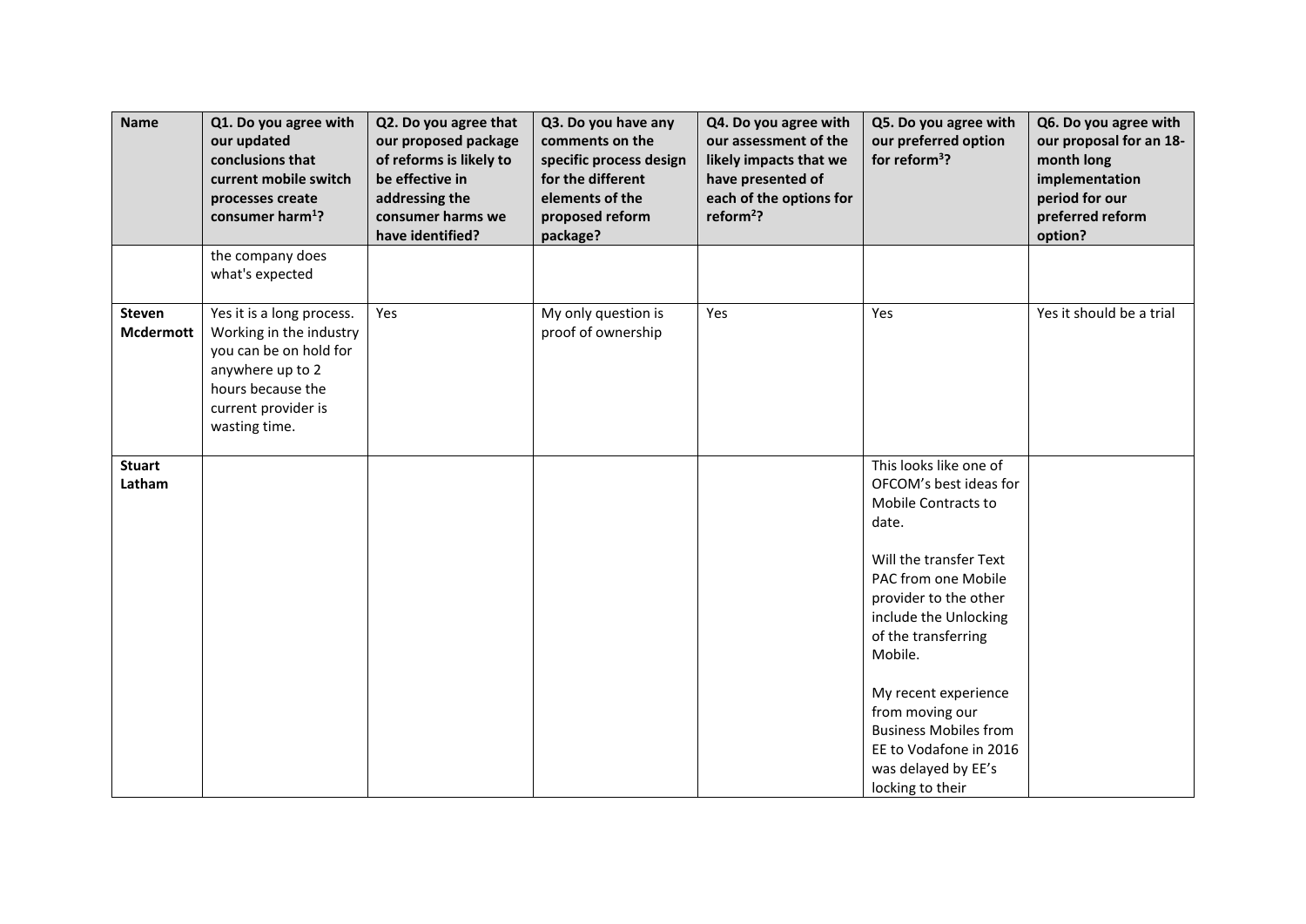| Name | Q1. Do you agree with our updated conclusions that current mobile switch processes create consumer harm[1]? | Q2. Do you agree that our proposed package of reforms is likely to be effective in addressing the consumer harms we have identified? | Q3. Do you have any comments on the specific process design for the different elements of the proposed reform package? | Q4. Do you agree with our assessment of the likely impacts that we have presented of each of the options for reform[2]? | Q5. Do you agree with our preferred option for reform[3]? | Q6. Do you agree with our proposal for an 18-month long implementation period for our preferred reform option? |
|---|---|---|---|---|---|---|
| | the company does what's expected | | | | | |
| **Steven Mcdermott** | Yes it is a long process. Working in the industry you can be on hold for anywhere up to 2 hours because the current provider is wasting time. | Yes | My only question is proof of ownership | Yes | Yes | Yes it should be a trial |
| **Stuart Latham** | | | | | This looks like one of OFCOM's best ideas for Mobile Contracts to date.<br><br>Will the transfer Text PAC from one Mobile provider to the other include the Unlocking of the transferring Mobile.<br><br>My recent experience from moving our Business Mobiles from EE to Vodafone in 2016 was delayed by EE's locking to their | |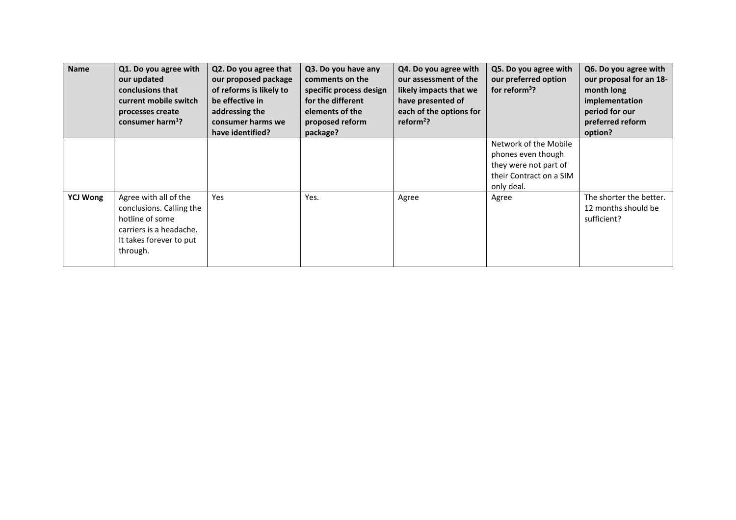| Name | Q1. Do you agree with our updated conclusions that current mobile switch processes create consumer harm[1]? | Q2. Do you agree that our proposed package of reforms is likely to be effective in addressing the consumer harms we have identified? | Q3. Do you have any comments on the specific process design for the different elements of the proposed reform package? | Q4. Do you agree with our assessment of the likely impacts that we have presented of each of the options for reform[2]? | Q5. Do you agree with our preferred option for reform[3]? | Q6. Do you agree with our proposal for an 18-month long implementation period for our preferred reform option? |
|---|---|---|---|---|---|---|
| | | | | | Network of the Mobile phones even though they were not part of their Contract on a SIM only deal. | |
| **YCJ Wong** | Agree with all of the conclusions. Calling the hotline of some carriers is a headache. It takes forever to put through. | Yes | Yes. | Agree | Agree | The shorter the better. 12 months should be sufficient? |